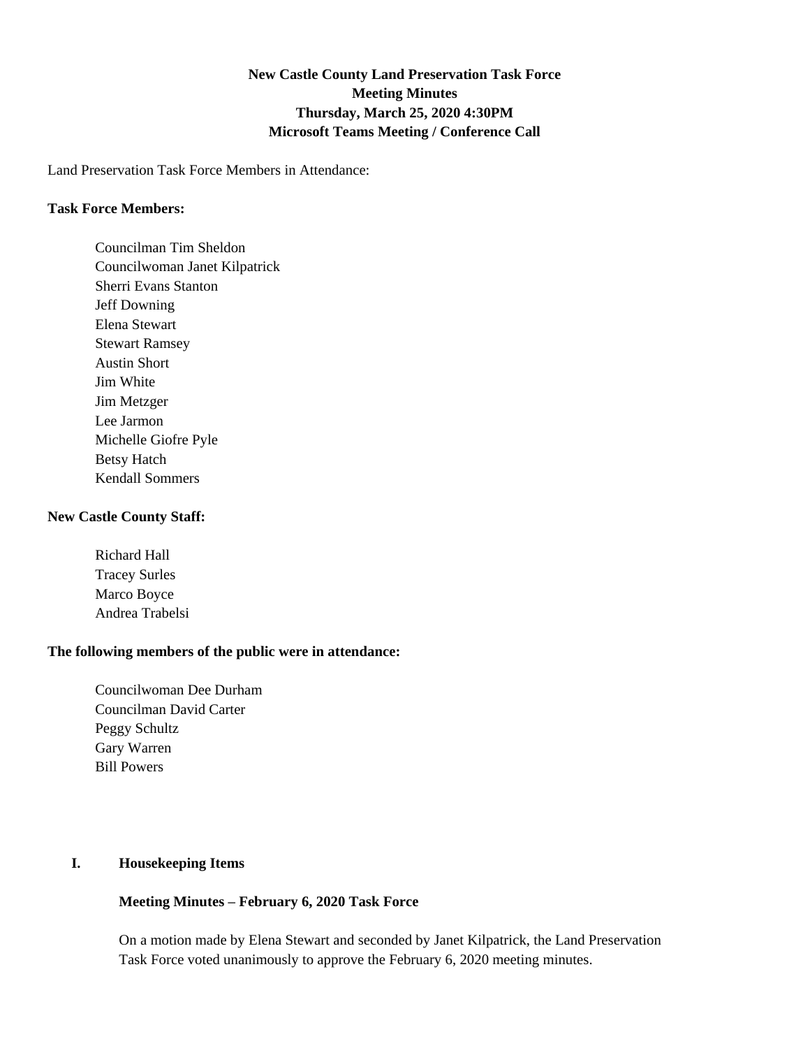# New Castle County Land Preservation Task Force
## Meeting Minutes
### Thursday, March 25, 2020 4:30PM
### Microsoft Teams Meeting / Conference Call

Land Preservation Task Force Members in Attendance:

**Task Force Members:**

Councilman Tim Sheldon
Councilwoman Janet Kilpatrick
Sherri Evans Stanton
Jeff Downing
Elena Stewart
Stewart Ramsey
Austin Short
Jim White
Jim Metzger
Lee Jarmon
Michelle Giofre Pyle
Betsy Hatch
Kendall Sommers

**New Castle County Staff:**

Richard Hall
Tracey Surles
Marco Boyce
Andrea Trabelsi

**The following members of the public were in attendance:**

Councilwoman Dee Durham
Councilman David Carter
Peggy Schultz
Gary Warren
Bill Powers

**I. Housekeeping Items**

**Meeting Minutes – February 6, 2020 Task Force**

On a motion made by Elena Stewart and seconded by Janet Kilpatrick, the Land Preservation Task Force voted unanimously to approve the February 6, 2020 meeting minutes.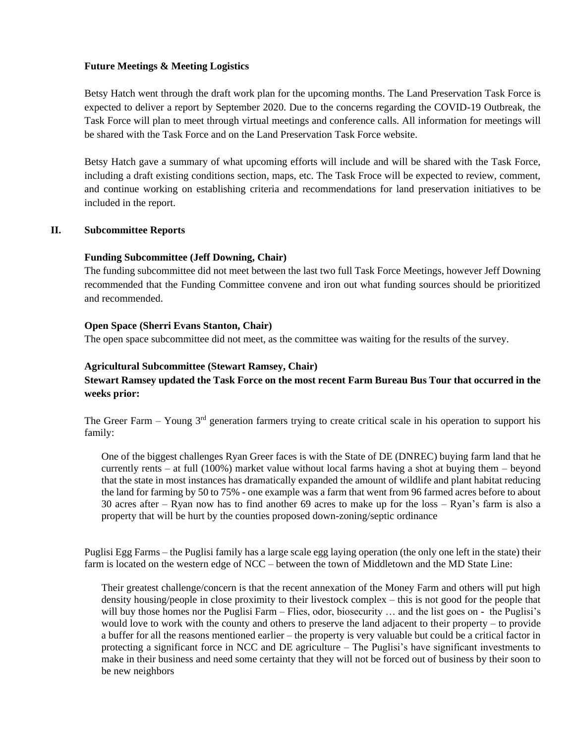**Future Meetings & Meeting Logistics**

Betsy Hatch went through the draft work plan for the upcoming months. The Land Preservation Task Force is expected to deliver a report by September 2020. Due to the concerns regarding the COVID-19 Outbreak, the Task Force will plan to meet through virtual meetings and conference calls. All information for meetings will be shared with the Task Force and on the Land Preservation Task Force website.

Betsy Hatch gave a summary of what upcoming efforts will include and will be shared with the Task Force, including a draft existing conditions section, maps, etc. The Task Froce will be expected to review, comment, and continue working on establishing criteria and recommendations for land preservation initiatives to be included in the report.

## II. Subcommittee Reports

**Funding Subcommittee (Jeff Downing, Chair)**

The funding subcommittee did not meet between the last two full Task Force Meetings, however Jeff Downing recommended that the Funding Committee convene and iron out what funding sources should be prioritized and recommended.

**Open Space (Sherri Evans Stanton, Chair)**

The open space subcommittee did not meet, as the committee was waiting for the results of the survey.

**Agricultural Subcommittee (Stewart Ramsey, Chair)**

**Stewart Ramsey updated the Task Force on the most recent Farm Bureau Bus Tour that occurred in the weeks prior:**

The Greer Farm – Young 3rd generation farmers trying to create critical scale in his operation to support his family:

> One of the biggest challenges Ryan Greer faces is with the State of DE (DNREC) buying farm land that he currently rents – at full (100%) market value without local farms having a shot at buying them – beyond that the state in most instances has dramatically expanded the amount of wildlife and plant habitat reducing the land for farming by 50 to 75% - one example was a farm that went from 96 farmed acres before to about 30 acres after – Ryan now has to find another 69 acres to make up for the loss – Ryan's farm is also a property that will be hurt by the counties proposed down-zoning/septic ordinance

Puglisi Egg Farms – the Puglisi family has a large scale egg laying operation (the only one left in the state) their farm is located on the western edge of NCC – between the town of Middletown and the MD State Line:

> Their greatest challenge/concern is that the recent annexation of the Money Farm and others will put high density housing/people in close proximity to their livestock complex – this is not good for the people that will buy those homes nor the Puglisi Farm – Flies, odor, biosecurity … and the list goes on - the Puglisi's would love to work with the county and others to preserve the land adjacent to their property – to provide a buffer for all the reasons mentioned earlier – the property is very valuable but could be a critical factor in protecting a significant force in NCC and DE agriculture – The Puglisi's have significant investments to make in their business and need some certainty that they will not be forced out of business by their soon to be new neighbors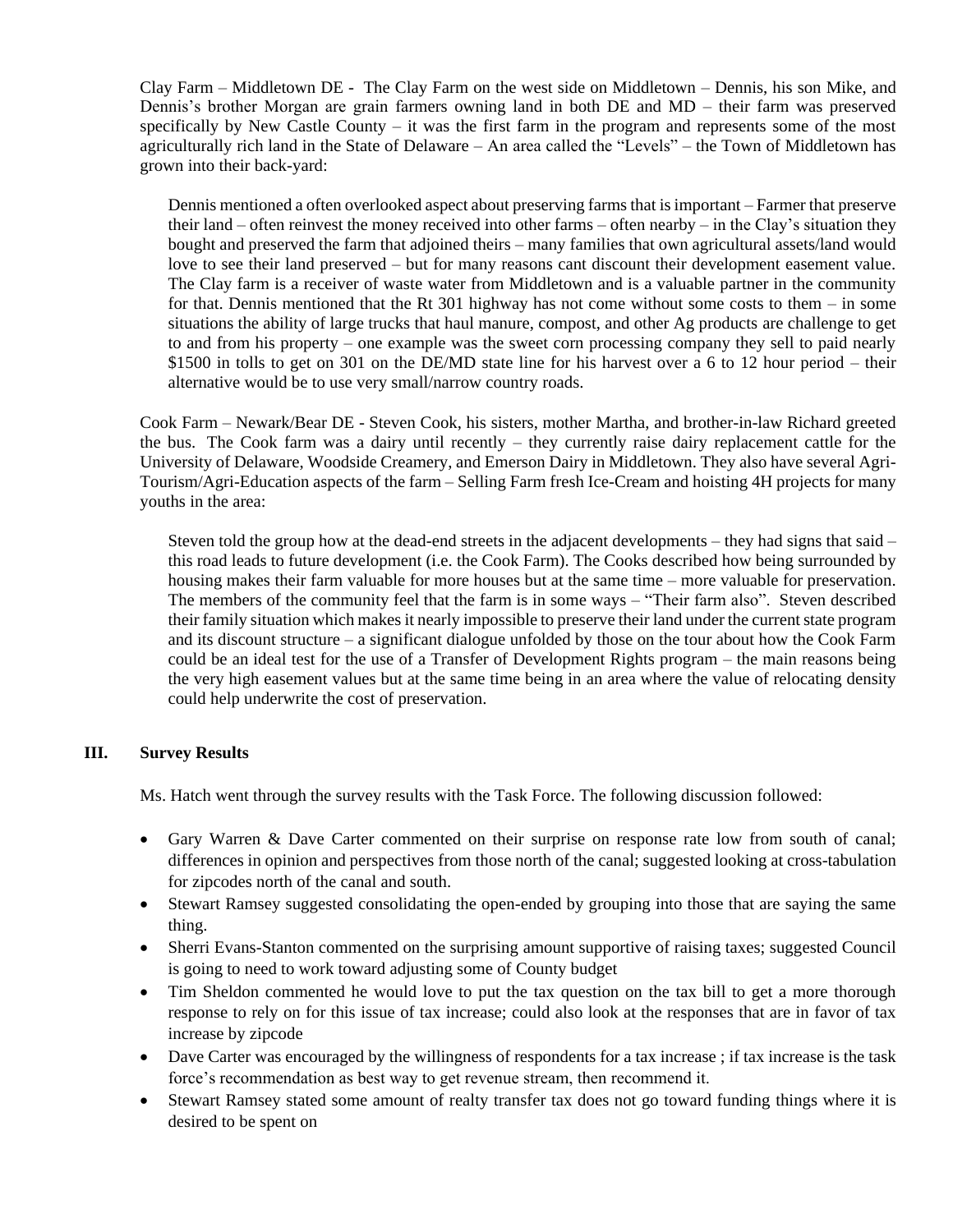Clay Farm – Middletown DE - The Clay Farm on the west side on Middletown – Dennis, his son Mike, and Dennis's brother Morgan are grain farmers owning land in both DE and MD – their farm was preserved specifically by New Castle County – it was the first farm in the program and represents some of the most agriculturally rich land in the State of Delaware – An area called the "Levels" – the Town of Middletown has grown into their back-yard:

> Dennis mentioned a often overlooked aspect about preserving farms that is important – Farmer that preserve their land – often reinvest the money received into other farms – often nearby – in the Clay's situation they bought and preserved the farm that adjoined theirs – many families that own agricultural assets/land would love to see their land preserved – but for many reasons cant discount their development easement value. The Clay farm is a receiver of waste water from Middletown and is a valuable partner in the community for that. Dennis mentioned that the Rt 301 highway has not come without some costs to them – in some situations the ability of large trucks that haul manure, compost, and other Ag products are challenge to get to and from his property – one example was the sweet corn processing company they sell to paid nearly $1500 in tolls to get on 301 on the DE/MD state line for his harvest over a 6 to 12 hour period – their alternative would be to use very small/narrow country roads.

Cook Farm – Newark/Bear DE - Steven Cook, his sisters, mother Martha, and brother-in-law Richard greeted the bus. The Cook farm was a dairy until recently – they currently raise dairy replacement cattle for the University of Delaware, Woodside Creamery, and Emerson Dairy in Middletown. They also have several Agri-Tourism/Agri-Education aspects of the farm – Selling Farm fresh Ice-Cream and hoisting 4H projects for many youths in the area:

> Steven told the group how at the dead-end streets in the adjacent developments – they had signs that said – this road leads to future development (i.e. the Cook Farm). The Cooks described how being surrounded by housing makes their farm valuable for more houses but at the same time – more valuable for preservation. The members of the community feel that the farm is in some ways – "Their farm also". Steven described their family situation which makes it nearly impossible to preserve their land under the current state program and its discount structure – a significant dialogue unfolded by those on the tour about how the Cook Farm could be an ideal test for the use of a Transfer of Development Rights program – the main reasons being the very high easement values but at the same time being in an area where the value of relocating density could help underwrite the cost of preservation.

## III. Survey Results

Ms. Hatch went through the survey results with the Task Force. The following discussion followed:

- Gary Warren & Dave Carter commented on their surprise on response rate low from south of canal; differences in opinion and perspectives from those north of the canal; suggested looking at cross-tabulation for zipcodes north of the canal and south.
- Stewart Ramsey suggested consolidating the open-ended by grouping into those that are saying the same thing.
- Sherri Evans-Stanton commented on the surprising amount supportive of raising taxes; suggested Council is going to need to work toward adjusting some of County budget
- Tim Sheldon commented he would love to put the tax question on the tax bill to get a more thorough response to rely on for this issue of tax increase; could also look at the responses that are in favor of tax increase by zipcode
- Dave Carter was encouraged by the willingness of respondents for a tax increase ; if tax increase is the task force's recommendation as best way to get revenue stream, then recommend it.
- Stewart Ramsey stated some amount of realty transfer tax does not go toward funding things where it is desired to be spent on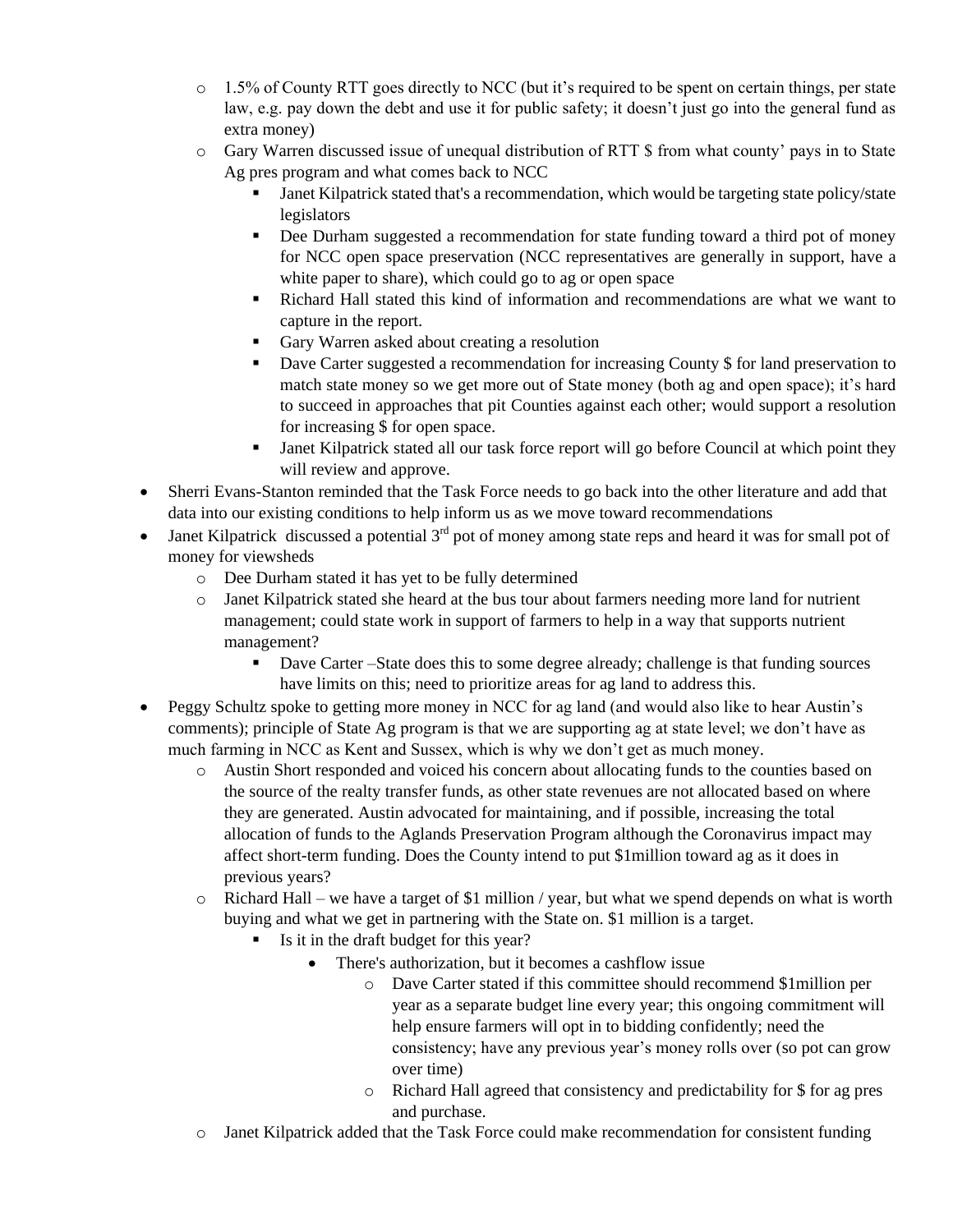- 1.5% of County RTT goes directly to NCC (but it's required to be spent on certain things, per state law, e.g. pay down the debt and use it for public safety; it doesn't just go into the general fund as extra money)
  - Gary Warren discussed issue of unequal distribution of RTT $ from what county' pays in to State Ag pres program and what comes back to NCC
    - Janet Kilpatrick stated that's a recommendation, which would be targeting state policy/state legislators
    - Dee Durham suggested a recommendation for state funding toward a third pot of money for NCC open space preservation (NCC representatives are generally in support, have a white paper to share), which could go to ag or open space
    - Richard Hall stated this kind of information and recommendations are what we want to capture in the report.
    - Gary Warren asked about creating a resolution
    - Dave Carter suggested a recommendation for increasing County $ for land preservation to match state money so we get more out of State money (both ag and open space); it's hard to succeed in approaches that pit Counties against each other; would support a resolution for increasing $ for open space.
    - Janet Kilpatrick stated all our task force report will go before Council at which point they will review and approve.
- Sherri Evans-Stanton reminded that the Task Force needs to go back into the other literature and add that data into our existing conditions to help inform us as we move toward recommendations
- Janet Kilpatrick discussed a potential 3rd pot of money among state reps and heard it was for small pot of money for viewsheds
  - Dee Durham stated it has yet to be fully determined
  - Janet Kilpatrick stated she heard at the bus tour about farmers needing more land for nutrient management; could state work in support of farmers to help in a way that supports nutrient management?
    - Dave Carter –State does this to some degree already; challenge is that funding sources have limits on this; need to prioritize areas for ag land to address this.
- Peggy Schultz spoke to getting more money in NCC for ag land (and would also like to hear Austin's comments); principle of State Ag program is that we are supporting ag at state level; we don't have as much farming in NCC as Kent and Sussex, which is why we don't get as much money.
  - Austin Short responded and voiced his concern about allocating funds to the counties based on the source of the realty transfer funds, as other state revenues are not allocated based on where they are generated. Austin advocated for maintaining, and if possible, increasing the total allocation of funds to the Aglands Preservation Program although the Coronavirus impact may affect short-term funding. Does the County intend to put $1million toward ag as it does in previous years?
  - Richard Hall – we have a target of $1 million / year, but what we spend depends on what is worth buying and what we get in partnering with the State on. $1 million is a target.
    - Is it in the draft budget for this year?
      - There's authorization, but it becomes a cashflow issue
        - Dave Carter stated if this committee should recommend $1million per year as a separate budget line every year; this ongoing commitment will help ensure farmers will opt in to bidding confidently; need the consistency; have any previous year's money rolls over (so pot can grow over time)
        - Richard Hall agreed that consistency and predictability for $ for ag pres and purchase.
  - Janet Kilpatrick added that the Task Force could make recommendation for consistent funding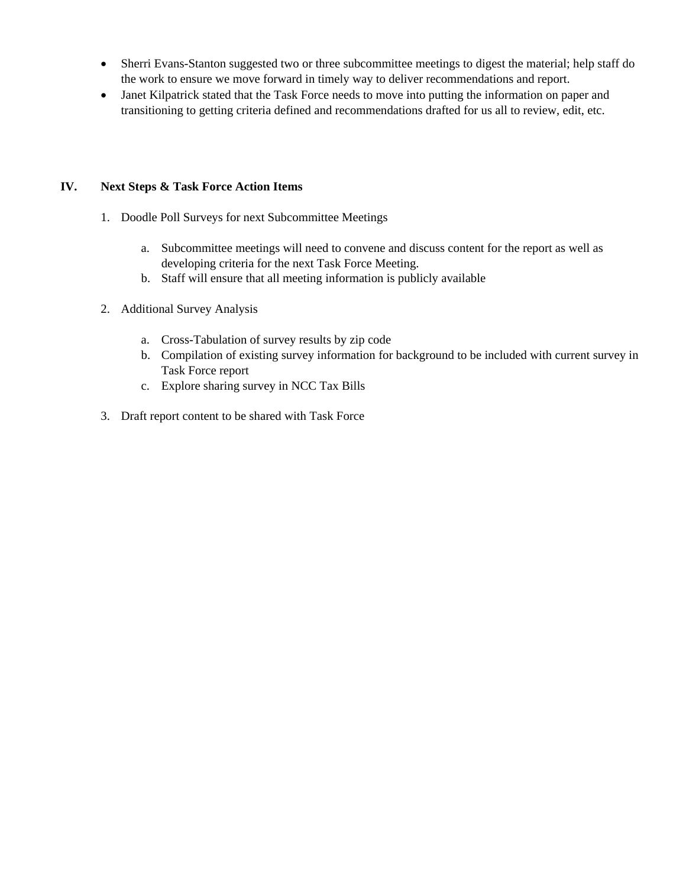- Sherri Evans-Stanton suggested two or three subcommittee meetings to digest the material; help staff do the work to ensure we move forward in timely way to deliver recommendations and report.
- Janet Kilpatrick stated that the Task Force needs to move into putting the information on paper and transitioning to getting criteria defined and recommendations drafted for us all to review, edit, etc.

## IV. Next Steps & Task Force Action Items

1. Doodle Poll Surveys for next Subcommittee Meetings

   a. Subcommittee meetings will need to convene and discuss content for the report as well as developing criteria for the next Task Force Meeting.
   b. Staff will ensure that all meeting information is publicly available

2. Additional Survey Analysis

   a. Cross-Tabulation of survey results by zip code
   b. Compilation of existing survey information for background to be included with current survey in Task Force report
   c. Explore sharing survey in NCC Tax Bills

3. Draft report content to be shared with Task Force